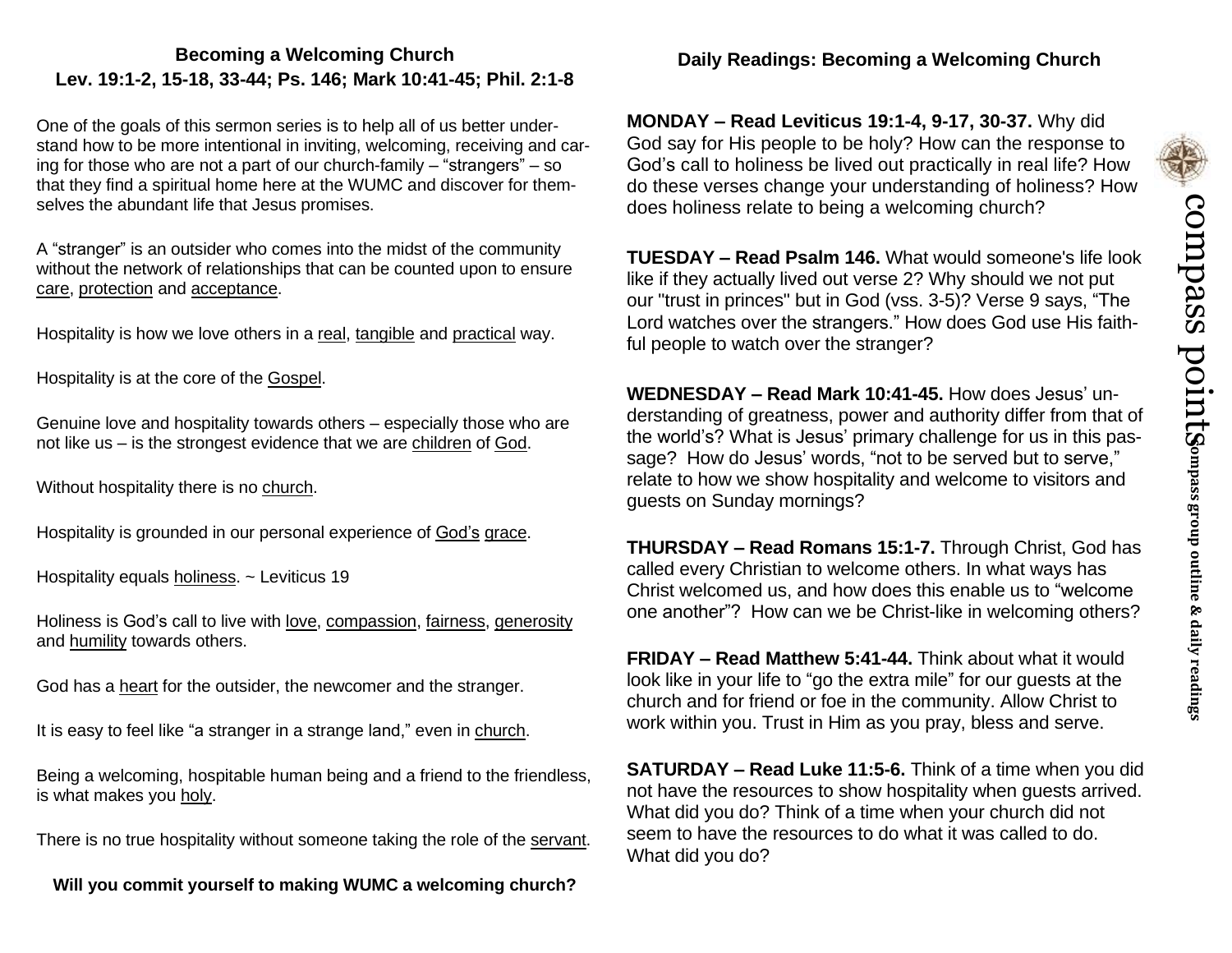## Becoming a Welcoming Church

**Lev. 19:1-2, 15-18, 33-44; Ps. 146; Mark 10:41-45; Phil. 2:1-8**

One of the goals of this sermon series is to help all of us better understand how to be more intentional in inviting, welcoming, receiving and caring for those who are not a part of our church-family – "strangers" – so that they find a spiritual home here at the WUMC and discover for themselves the abundant life that Jesus promises.

A "stranger" is an outsider who comes into the midst of the community without the network of relationships that can be counted upon to ensure care, protection and acceptance.

Hospitality is how we love others in a real, tangible and practical way.

Hospitality is at the core of the Gospel.

Genuine love and hospitality towards others – especially those who are not like us – is the strongest evidence that we are children of God.

Without hospitality there is no church.

Hospitality is grounded in our personal experience of God's grace.

Hospitality equals holiness. ~ Leviticus 19

Holiness is God's call to live with love, compassion, fairness, generosity and humility towards others.

God has a heart for the outsider, the newcomer and the stranger.

It is easy to feel like "a stranger in a strange land," even in church.

Being a welcoming, hospitable human being and a friend to the friendless, is what makes you holy.

There is no true hospitality without someone taking the role of the servant.

**Will you commit yourself to making WUMC a welcoming church?**

## Daily Readings: Becoming a Welcoming Church

**MONDAY – Read Leviticus 19:1-4, 9-17, 30-37.** Why did God say for His people to be holy? How can the response to God's call to holiness be lived out practically in real life? How do these verses change your understanding of holiness? How does holiness relate to being a welcoming church?

**TUESDAY – Read Psalm 146.** What would someone's life look like if they actually lived out verse 2? Why should we not put our "trust in princes" but in God (vss. 3-5)? Verse 9 says, "The Lord watches over the strangers." How does God use His faithful people to watch over the stranger?

**WEDNESDAY – Read Mark 10:41-45.** How does Jesus' understanding of greatness, power and authority differ from that of the world's? What is Jesus' primary challenge for us in this passage? How do Jesus' words, "not to be served but to serve," relate to how we show hospitality and welcome to visitors and guests on Sunday mornings?

**THURSDAY – Read Romans 15:1-7.** Through Christ, God has called every Christian to welcome others. In what ways has Christ welcomed us, and how does this enable us to "welcome one another"? How can we be Christ-like in welcoming others?

**FRIDAY – Read Matthew 5:41-44.** Think about what it would look like in your life to "go the extra mile" for our guests at the church and for friend or foe in the community. Allow Christ to work within you. Trust in Him as you pray, bless and serve.

**SATURDAY – Read Luke 11:5-6.** Think of a time when you did not have the resources to show hospitality when guests arrived. What did you do? Think of a time when your church did not seem to have the resources to do what it was called to do. What did you do?

compass points

**compass group outline & daily readings**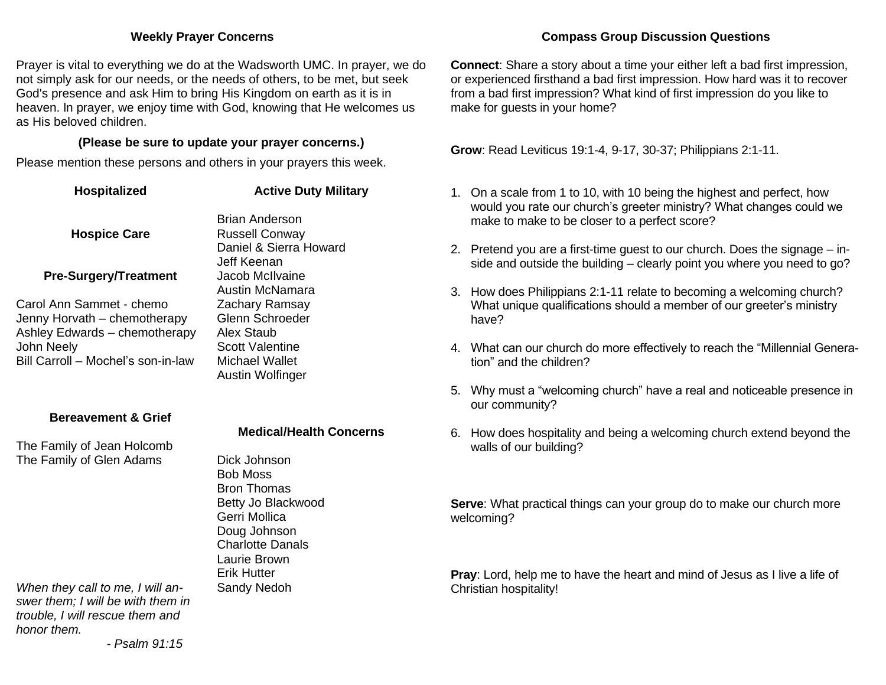## Weekly Prayer Concerns

Prayer is vital to everything we do at the Wadsworth UMC. In prayer, we do not simply ask for our needs, or the needs of others, to be met, but seek God's presence and ask Him to bring His Kingdom on earth as it is in heaven. In prayer, we enjoy time with God, knowing that He welcomes us as His beloved children.

**(Please be sure to update your prayer concerns.)**

Please mention these persons and others in your prayers this week.

**Hospitalized**

**Hospice Care**

**Pre-Surgery/Treatment**

Carol Ann Sammet - chemo
Jenny Horvath – chemotherapy
Ashley Edwards – chemotherapy
John Neely
Bill Carroll – Mochel's son-in-law

**Bereavement & Grief**

The Family of Jean Holcomb
The Family of Glen Adams

**Active Duty Military**

Brian Anderson
Russell Conway
Daniel & Sierra Howard
Jeff Keenan
Jacob McIlvaine
Austin McNamara
Zachary Ramsay
Glenn Schroeder
Alex Staub
Scott Valentine
Michael Wallet
Austin Wolfinger

**Medical/Health Concerns**

Dick Johnson
Bob Moss
Bron Thomas
Betty Jo Blackwood
Gerri Mollica
Doug Johnson
Charlotte Danals
Laurie Brown
Erik Hutter
Sandy Nedoh

*When they call to me, I will answer them; I will be with them in trouble, I will rescue them and honor them.*

*- Psalm 91:15*

## Compass Group Discussion Questions

**Connect**: Share a story about a time your either left a bad first impression, or experienced firsthand a bad first impression. How hard was it to recover from a bad first impression? What kind of first impression do you like to make for guests in your home?

**Grow**: Read Leviticus 19:1-4, 9-17, 30-37; Philippians 2:1-11.

1. On a scale from 1 to 10, with 10 being the highest and perfect, how would you rate our church's greeter ministry? What changes could we make to make to be closer to a perfect score?
2. Pretend you are a first-time guest to our church. Does the signage – inside and outside the building – clearly point you where you need to go?
3. How does Philippians 2:1-11 relate to becoming a welcoming church? What unique qualifications should a member of our greeter's ministry have?
4. What can our church do more effectively to reach the "Millennial Generation" and the children?
5. Why must a "welcoming church" have a real and noticeable presence in our community?
6. How does hospitality and being a welcoming church extend beyond the walls of our building?

**Serve**: What practical things can your group do to make our church more welcoming?

**Pray**: Lord, help me to have the heart and mind of Jesus as I live a life of Christian hospitality!